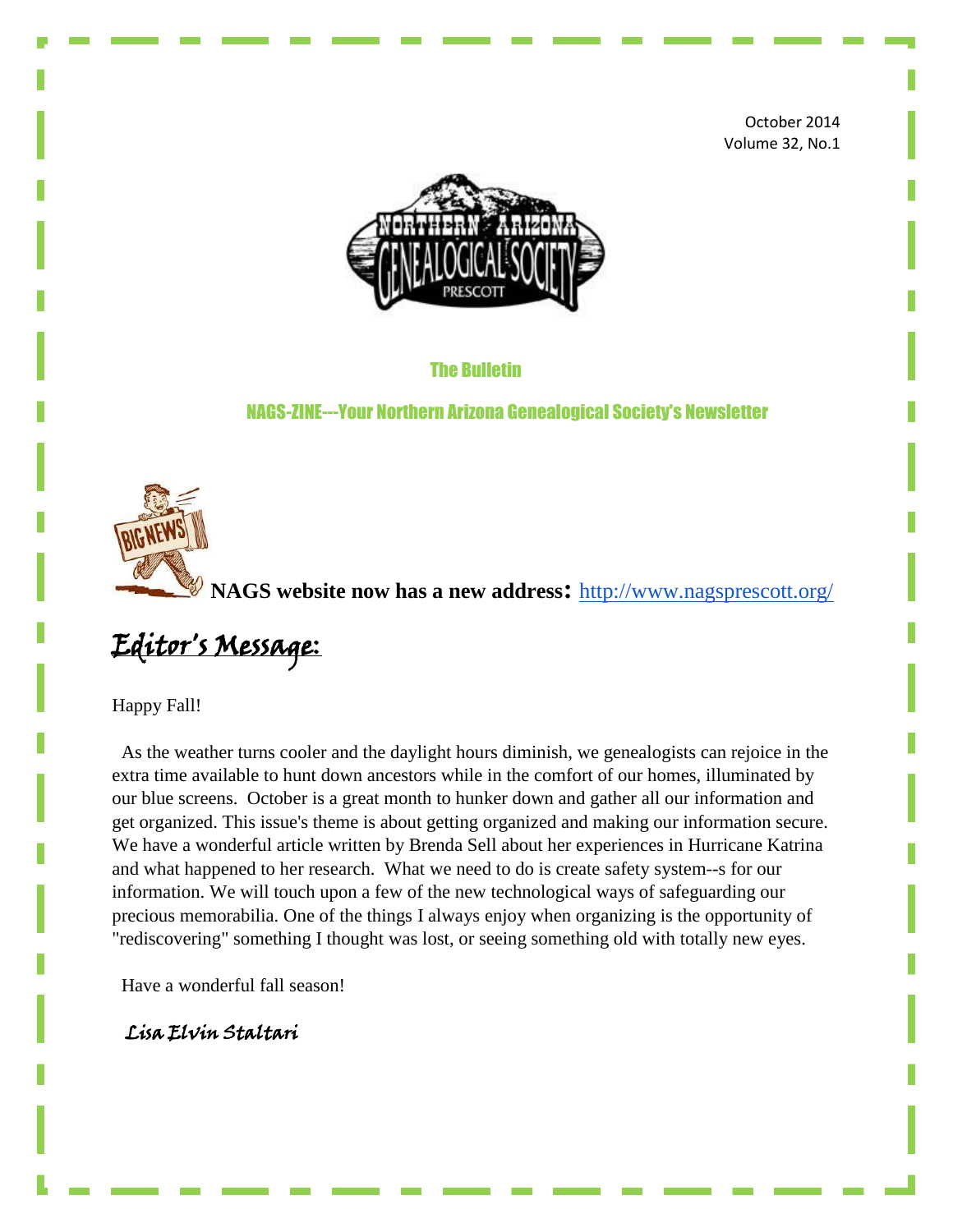October 2014
Volume 32, No.1

The Bulletin

NAGS-ZINE---Your Northern Arizona Genealogical Society's Newsletter

**NAGS website now has a new address:** http://www.nagsprescott.org/

# Editor's Message:

Happy Fall!

As the weather turns cooler and the daylight hours diminish, we genealogists can rejoice in the extra time available to hunt down ancestors while in the comfort of our homes, illuminated by our blue screens. October is a great month to hunker down and gather all our information and get organized. This issue's theme is about getting organized and making our information secure. We have a wonderful article written by Brenda Sell about her experiences in Hurricane Katrina and what happened to her research. What we need to do is create safety system--s for our information. We will touch upon a few of the new technological ways of safeguarding our precious memorabilia. One of the things I always enjoy when organizing is the opportunity of "rediscovering" something I thought was lost, or seeing something old with totally new eyes.

Have a wonderful fall season!

*Lisa Elvin Staltari*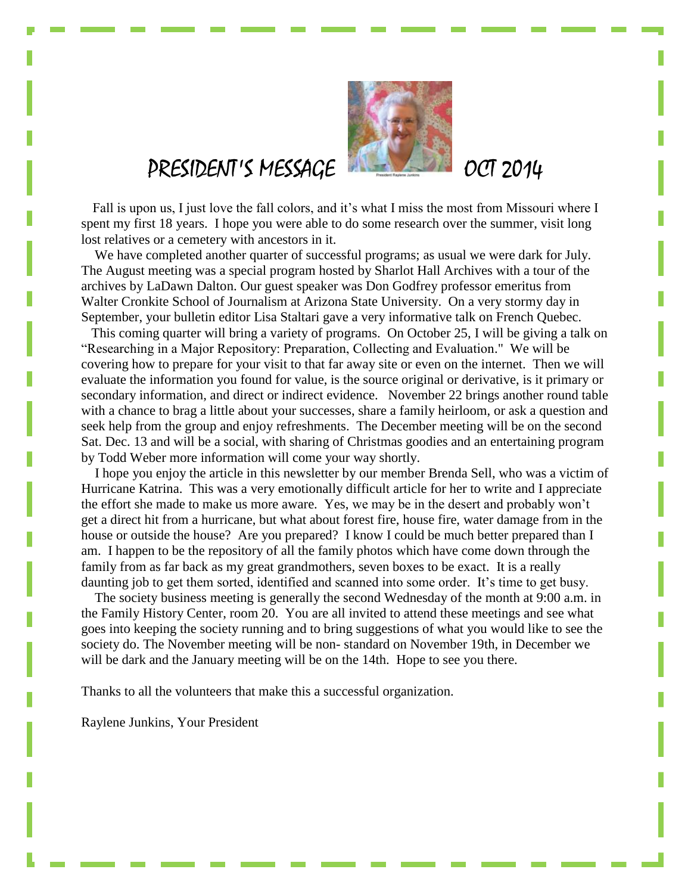# PRESIDENT'S MESSAGE OCT 2014

President Raylene Junkins

Fall is upon us, I just love the fall colors, and it's what I miss the most from Missouri where I spent my first 18 years. I hope you were able to do some research over the summer, visit long lost relatives or a cemetery with ancestors in it.

We have completed another quarter of successful programs; as usual we were dark for July. The August meeting was a special program hosted by Sharlot Hall Archives with a tour of the archives by LaDawn Dalton. Our guest speaker was Don Godfrey professor emeritus from Walter Cronkite School of Journalism at Arizona State University. On a very stormy day in September, your bulletin editor Lisa Staltari gave a very informative talk on French Quebec.

This coming quarter will bring a variety of programs. On October 25, I will be giving a talk on "Researching in a Major Repository: Preparation, Collecting and Evaluation." We will be covering how to prepare for your visit to that far away site or even on the internet. Then we will evaluate the information you found for value, is the source original or derivative, is it primary or secondary information, and direct or indirect evidence. November 22 brings another round table with a chance to brag a little about your successes, share a family heirloom, or ask a question and seek help from the group and enjoy refreshments. The December meeting will be on the second Sat. Dec. 13 and will be a social, with sharing of Christmas goodies and an entertaining program by Todd Weber more information will come your way shortly.

I hope you enjoy the article in this newsletter by our member Brenda Sell, who was a victim of Hurricane Katrina. This was a very emotionally difficult article for her to write and I appreciate the effort she made to make us more aware. Yes, we may be in the desert and probably won't get a direct hit from a hurricane, but what about forest fire, house fire, water damage from in the house or outside the house? Are you prepared? I know I could be much better prepared than I am. I happen to be the repository of all the family photos which have come down through the family from as far back as my great grandmothers, seven boxes to be exact. It is a really daunting job to get them sorted, identified and scanned into some order. It's time to get busy.

The society business meeting is generally the second Wednesday of the month at 9:00 a.m. in the Family History Center, room 20. You are all invited to attend these meetings and see what goes into keeping the society running and to bring suggestions of what you would like to see the society do. The November meeting will be non- standard on November 19th, in December we will be dark and the January meeting will be on the 14th. Hope to see you there.

Thanks to all the volunteers that make this a successful organization.

Raylene Junkins, Your President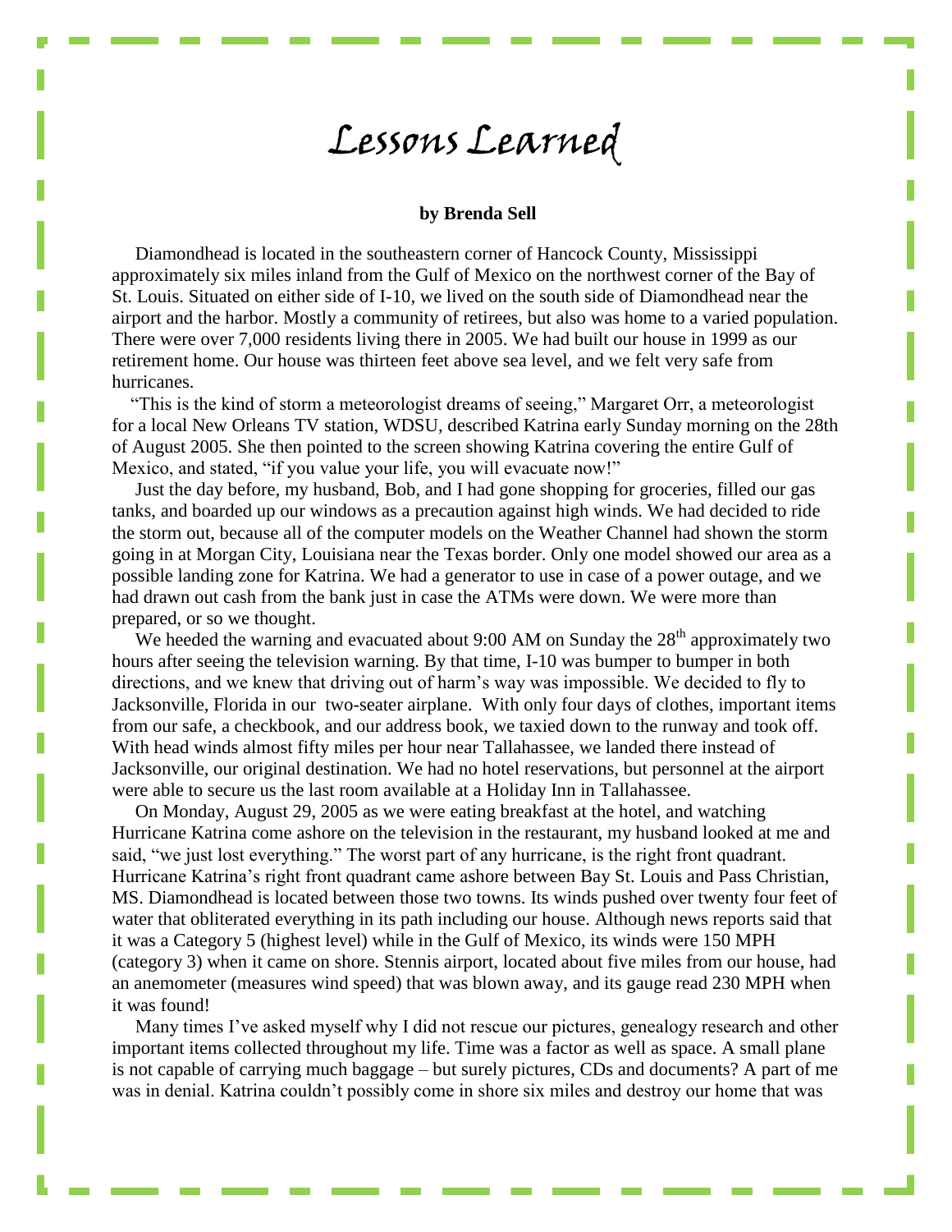# Lessons Learned

**by Brenda Sell**

Diamondhead is located in the southeastern corner of Hancock County, Mississippi approximately six miles inland from the Gulf of Mexico on the northwest corner of the Bay of St. Louis. Situated on either side of I-10, we lived on the south side of Diamondhead near the airport and the harbor. Mostly a community of retirees, but also was home to a varied population. There were over 7,000 residents living there in 2005. We had built our house in 1999 as our retirement home. Our house was thirteen feet above sea level, and we felt very safe from hurricanes.

"This is the kind of storm a meteorologist dreams of seeing," Margaret Orr, a meteorologist for a local New Orleans TV station, WDSU, described Katrina early Sunday morning on the 28th of August 2005. She then pointed to the screen showing Katrina covering the entire Gulf of Mexico, and stated, "if you value your life, you will evacuate now!"

Just the day before, my husband, Bob, and I had gone shopping for groceries, filled our gas tanks, and boarded up our windows as a precaution against high winds. We had decided to ride the storm out, because all of the computer models on the Weather Channel had shown the storm going in at Morgan City, Louisiana near the Texas border. Only one model showed our area as a possible landing zone for Katrina. We had a generator to use in case of a power outage, and we had drawn out cash from the bank just in case the ATMs were down. We were more than prepared, or so we thought.

We heeded the warning and evacuated about 9:00 AM on Sunday the 28th approximately two hours after seeing the television warning. By that time, I-10 was bumper to bumper in both directions, and we knew that driving out of harm's way was impossible. We decided to fly to Jacksonville, Florida in our two-seater airplane. With only four days of clothes, important items from our safe, a checkbook, and our address book, we taxied down to the runway and took off. With head winds almost fifty miles per hour near Tallahassee, we landed there instead of Jacksonville, our original destination. We had no hotel reservations, but personnel at the airport were able to secure us the last room available at a Holiday Inn in Tallahassee.

On Monday, August 29, 2005 as we were eating breakfast at the hotel, and watching Hurricane Katrina come ashore on the television in the restaurant, my husband looked at me and said, "we just lost everything." The worst part of any hurricane, is the right front quadrant. Hurricane Katrina's right front quadrant came ashore between Bay St. Louis and Pass Christian, MS. Diamondhead is located between those two towns. Its winds pushed over twenty four feet of water that obliterated everything in its path including our house. Although news reports said that it was a Category 5 (highest level) while in the Gulf of Mexico, its winds were 150 MPH (category 3) when it came on shore. Stennis airport, located about five miles from our house, had an anemometer (measures wind speed) that was blown away, and its gauge read 230 MPH when it was found!

Many times I've asked myself why I did not rescue our pictures, genealogy research and other important items collected throughout my life. Time was a factor as well as space. A small plane is not capable of carrying much baggage – but surely pictures, CDs and documents? A part of me was in denial. Katrina couldn't possibly come in shore six miles and destroy our home that was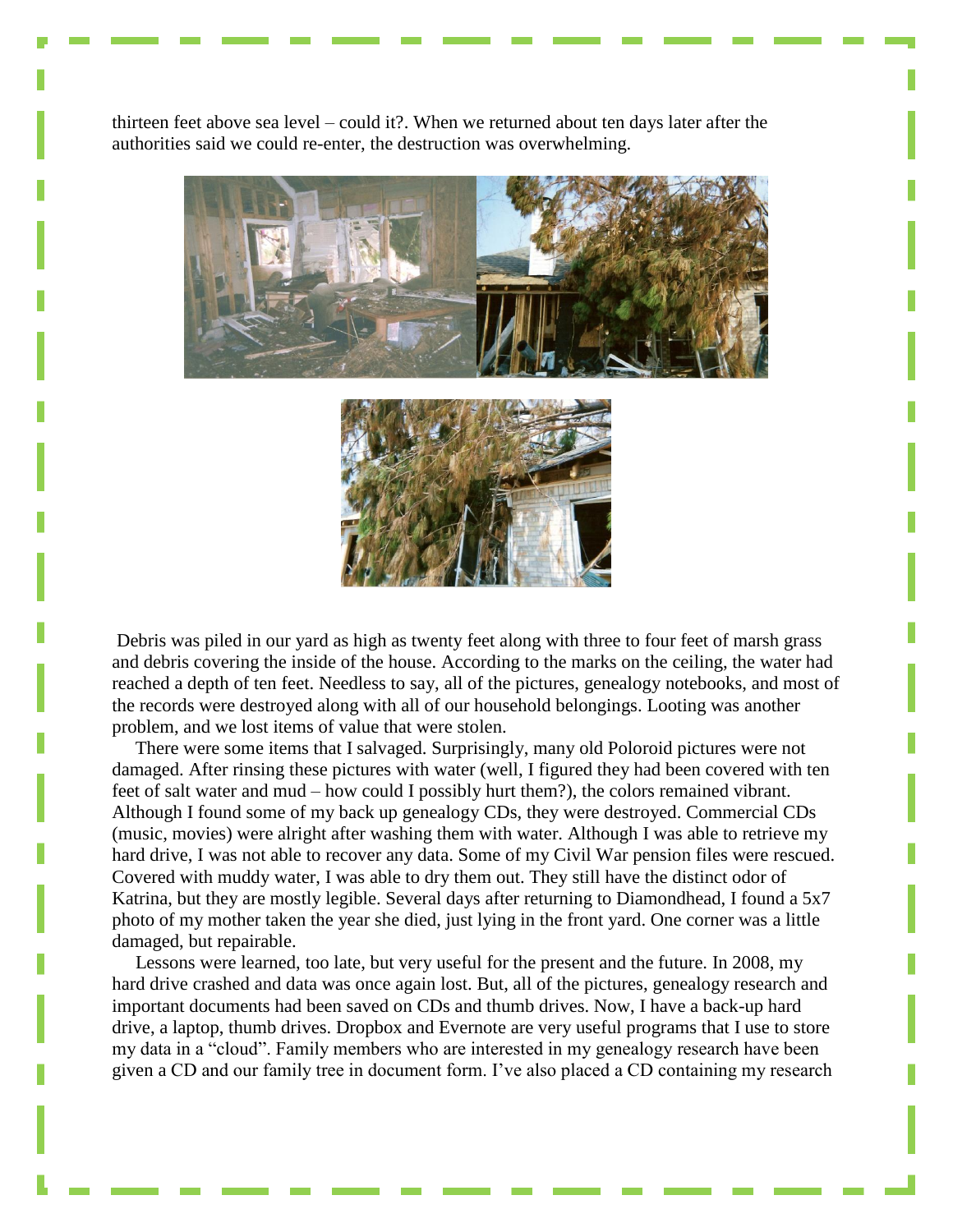thirteen feet above sea level – could it?. When we returned about ten days later after the authorities said we could re-enter, the destruction was overwhelming.

Debris was piled in our yard as high as twenty feet along with three to four feet of marsh grass and debris covering the inside of the house. According to the marks on the ceiling, the water had reached a depth of ten feet. Needless to say, all of the pictures, genealogy notebooks, and most of the records were destroyed along with all of our household belongings. Looting was another problem, and we lost items of value that were stolen.

There were some items that I salvaged. Surprisingly, many old Poloroid pictures were not damaged. After rinsing these pictures with water (well, I figured they had been covered with ten feet of salt water and mud – how could I possibly hurt them?), the colors remained vibrant. Although I found some of my back up genealogy CDs, they were destroyed. Commercial CDs (music, movies) were alright after washing them with water. Although I was able to retrieve my hard drive, I was not able to recover any data. Some of my Civil War pension files were rescued. Covered with muddy water, I was able to dry them out. They still have the distinct odor of Katrina, but they are mostly legible. Several days after returning to Diamondhead, I found a 5x7 photo of my mother taken the year she died, just lying in the front yard. One corner was a little damaged, but repairable.

Lessons were learned, too late, but very useful for the present and the future. In 2008, my hard drive crashed and data was once again lost. But, all of the pictures, genealogy research and important documents had been saved on CDs and thumb drives. Now, I have a back-up hard drive, a laptop, thumb drives. Dropbox and Evernote are very useful programs that I use to store my data in a "cloud". Family members who are interested in my genealogy research have been given a CD and our family tree in document form. I've also placed a CD containing my research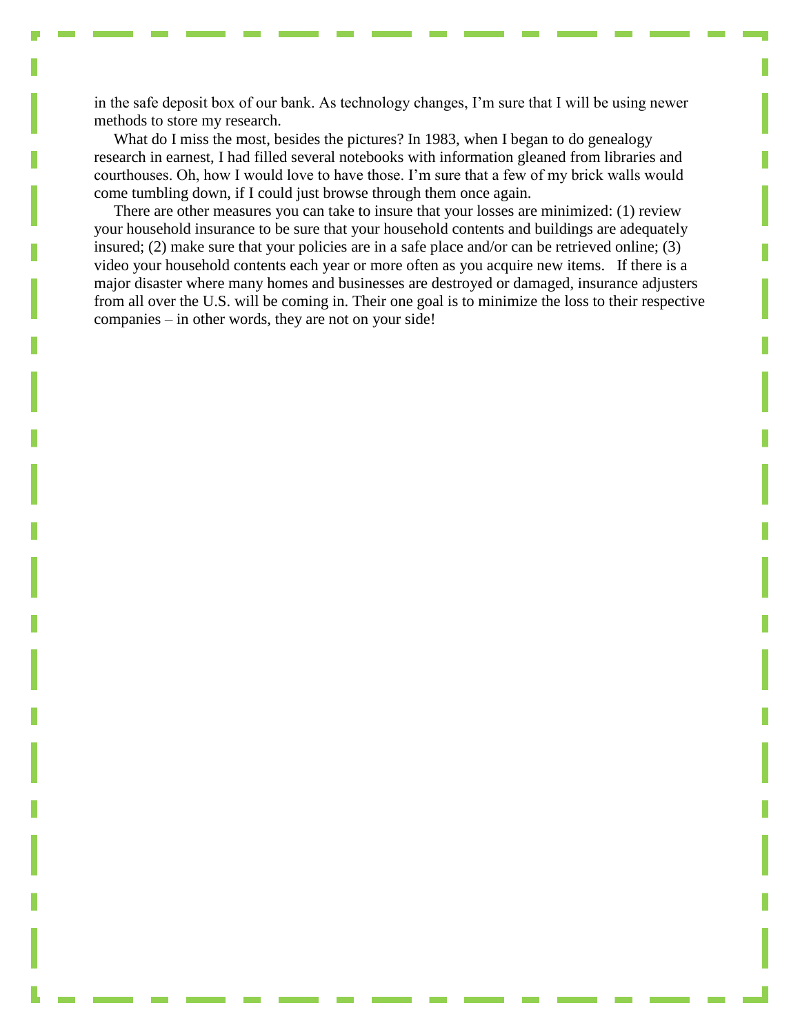in the safe deposit box of our bank. As technology changes, I'm sure that I will be using newer methods to store my research.

What do I miss the most, besides the pictures? In 1983, when I began to do genealogy research in earnest, I had filled several notebooks with information gleaned from libraries and courthouses. Oh, how I would love to have those. I'm sure that a few of my brick walls would come tumbling down, if I could just browse through them once again.

There are other measures you can take to insure that your losses are minimized: (1) review your household insurance to be sure that your household contents and buildings are adequately insured; (2) make sure that your policies are in a safe place and/or can be retrieved online; (3) video your household contents each year or more often as you acquire new items. If there is a major disaster where many homes and businesses are destroyed or damaged, insurance adjusters from all over the U.S. will be coming in. Their one goal is to minimize the loss to their respective companies – in other words, they are not on your side!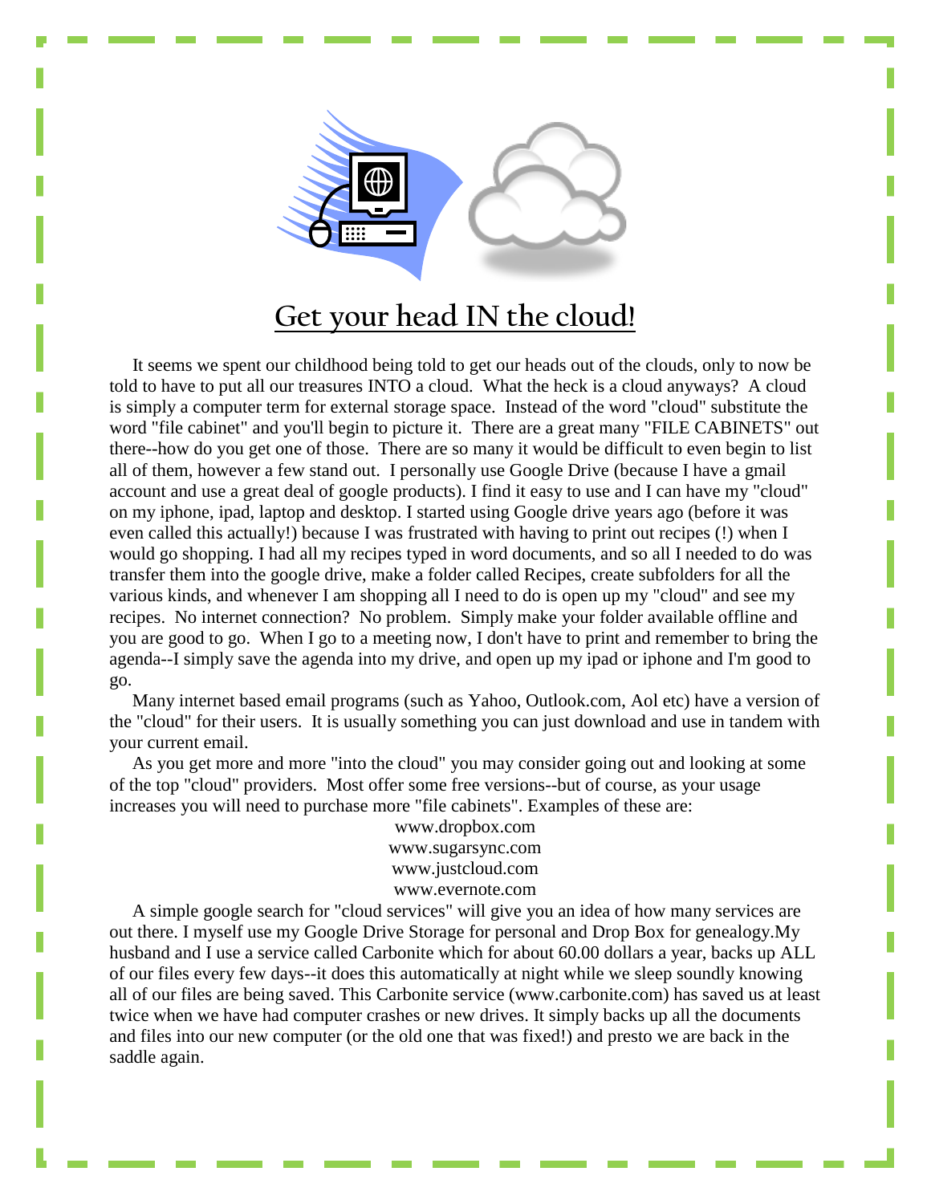# Get your head IN the cloud!

It seems we spent our childhood being told to get our heads out of the clouds, only to now be told to have to put all our treasures INTO a cloud. What the heck is a cloud anyways? A cloud is simply a computer term for external storage space. Instead of the word "cloud" substitute the word "file cabinet" and you'll begin to picture it. There are a great many "FILE CABINETS" out there--how do you get one of those. There are so many it would be difficult to even begin to list all of them, however a few stand out. I personally use Google Drive (because I have a gmail account and use a great deal of google products). I find it easy to use and I can have my "cloud" on my iphone, ipad, laptop and desktop. I started using Google drive years ago (before it was even called this actually!) because I was frustrated with having to print out recipes (!) when I would go shopping. I had all my recipes typed in word documents, and so all I needed to do was transfer them into the google drive, make a folder called Recipes, create subfolders for all the various kinds, and whenever I am shopping all I need to do is open up my "cloud" and see my recipes. No internet connection? No problem. Simply make your folder available offline and you are good to go. When I go to a meeting now, I don't have to print and remember to bring the agenda--I simply save the agenda into my drive, and open up my ipad or iphone and I'm good to go.

Many internet based email programs (such as Yahoo, Outlook.com, Aol etc) have a version of the "cloud" for their users. It is usually something you can just download and use in tandem with your current email.

As you get more and more "into the cloud" you may consider going out and looking at some of the top "cloud" providers. Most offer some free versions--but of course, as your usage increases you will need to purchase more "file cabinets". Examples of these are:

www.dropbox.com
www.sugarsync.com
www.justcloud.com
www.evernote.com

A simple google search for "cloud services" will give you an idea of how many services are out there. I myself use my Google Drive Storage for personal and Drop Box for genealogy.My husband and I use a service called Carbonite which for about 60.00 dollars a year, backs up ALL of our files every few days--it does this automatically at night while we sleep soundly knowing all of our files are being saved. This Carbonite service (www.carbonite.com) has saved us at least twice when we have had computer crashes or new drives. It simply backs up all the documents and files into our new computer (or the old one that was fixed!) and presto we are back in the saddle again.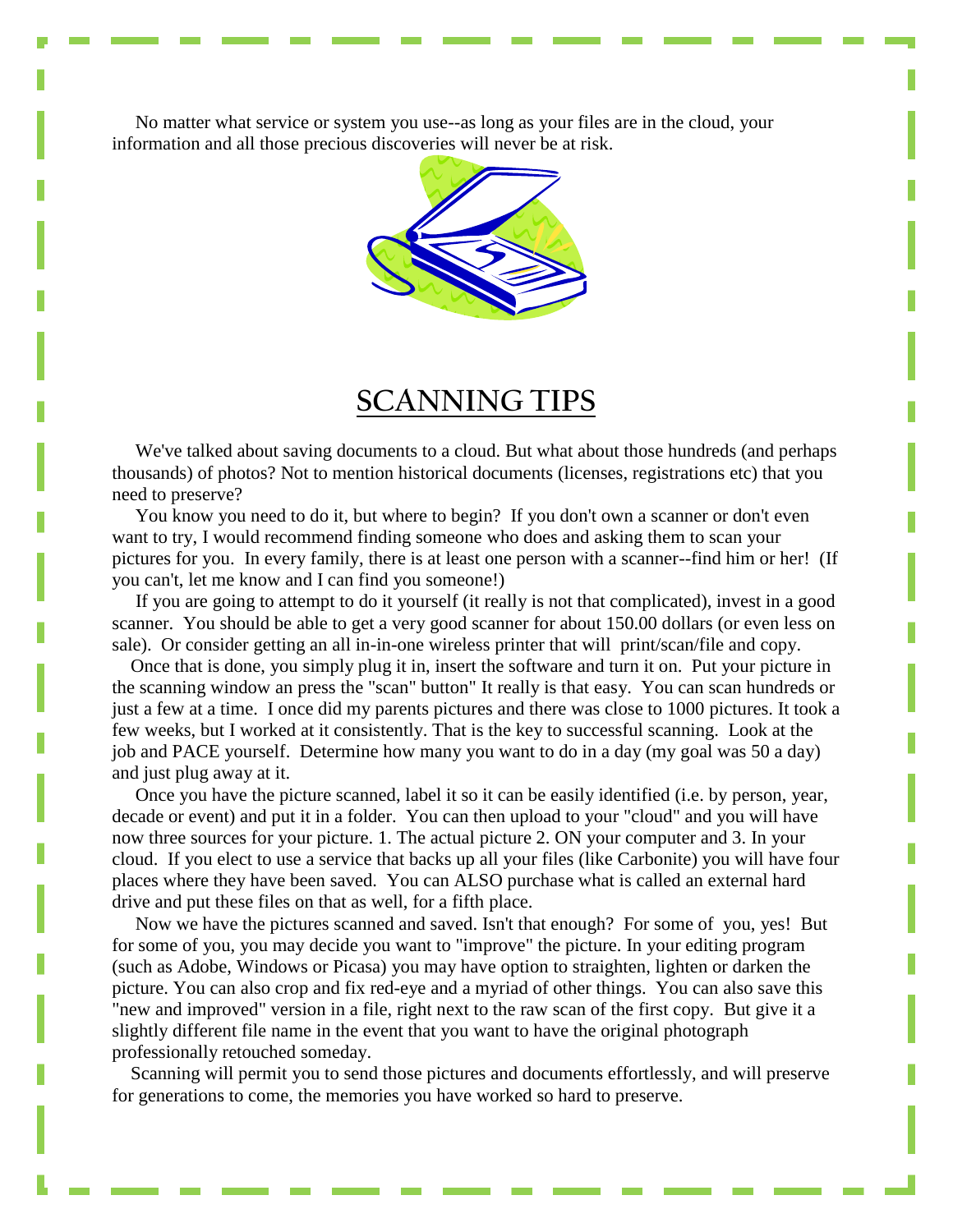No matter what service or system you use--as long as your files are in the cloud, your information and all those precious discoveries will never be at risk.

## SCANNING TIPS

We've talked about saving documents to a cloud. But what about those hundreds (and perhaps thousands) of photos? Not to mention historical documents (licenses, registrations etc) that you need to preserve?

You know you need to do it, but where to begin? If you don't own a scanner or don't even want to try, I would recommend finding someone who does and asking them to scan your pictures for you. In every family, there is at least one person with a scanner--find him or her! (If you can't, let me know and I can find you someone!)

If you are going to attempt to do it yourself (it really is not that complicated), invest in a good scanner. You should be able to get a very good scanner for about 150.00 dollars (or even less on sale). Or consider getting an all in-in-one wireless printer that will print/scan/file and copy.

Once that is done, you simply plug it in, insert the software and turn it on. Put your picture in the scanning window an press the "scan" button" It really is that easy. You can scan hundreds or just a few at a time. I once did my parents pictures and there was close to 1000 pictures. It took a few weeks, but I worked at it consistently. That is the key to successful scanning. Look at the job and PACE yourself. Determine how many you want to do in a day (my goal was 50 a day) and just plug away at it.

Once you have the picture scanned, label it so it can be easily identified (i.e. by person, year, decade or event) and put it in a folder. You can then upload to your "cloud" and you will have now three sources for your picture. 1. The actual picture 2. ON your computer and 3. In your cloud. If you elect to use a service that backs up all your files (like Carbonite) you will have four places where they have been saved. You can ALSO purchase what is called an external hard drive and put these files on that as well, for a fifth place.

Now we have the pictures scanned and saved. Isn't that enough? For some of you, yes! But for some of you, you may decide you want to "improve" the picture. In your editing program (such as Adobe, Windows or Picasa) you may have option to straighten, lighten or darken the picture. You can also crop and fix red-eye and a myriad of other things. You can also save this "new and improved" version in a file, right next to the raw scan of the first copy. But give it a slightly different file name in the event that you want to have the original photograph professionally retouched someday.

Scanning will permit you to send those pictures and documents effortlessly, and will preserve for generations to come, the memories you have worked so hard to preserve.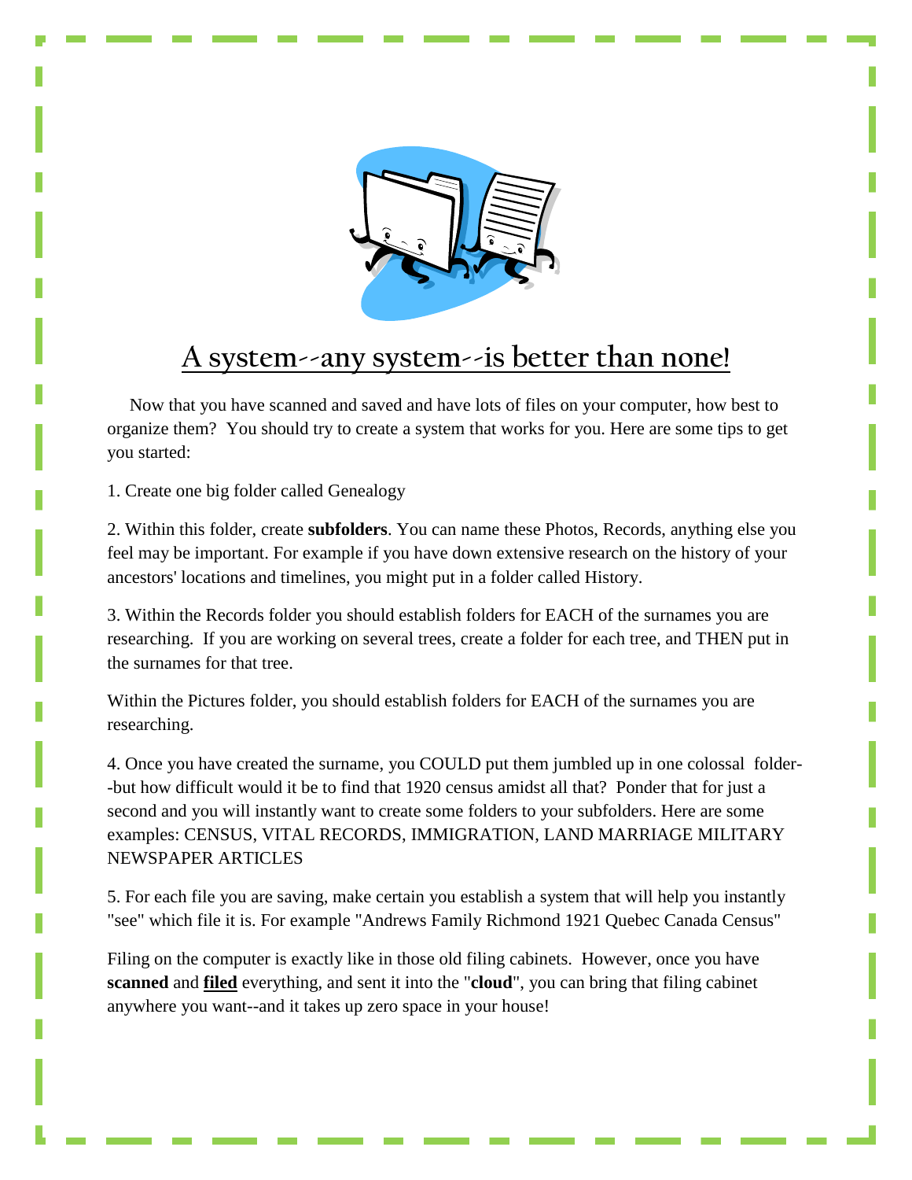# A system--any system--is better than none!

Now that you have scanned and saved and have lots of files on your computer, how best to organize them? You should try to create a system that works for you. Here are some tips to get you started:

1. Create one big folder called Genealogy

2. Within this folder, create **subfolders**. You can name these Photos, Records, anything else you feel may be important. For example if you have down extensive research on the history of your ancestors' locations and timelines, you might put in a folder called History.

3. Within the Records folder you should establish folders for EACH of the surnames you are researching. If you are working on several trees, create a folder for each tree, and THEN put in the surnames for that tree.

Within the Pictures folder, you should establish folders for EACH of the surnames you are researching.

4. Once you have created the surname, you COULD put them jumbled up in one colossal folder--but how difficult would it be to find that 1920 census amidst all that? Ponder that for just a second and you will instantly want to create some folders to your subfolders. Here are some examples: CENSUS, VITAL RECORDS, IMMIGRATION, LAND MARRIAGE MILITARY NEWSPAPER ARTICLES

5. For each file you are saving, make certain you establish a system that will help you instantly "see" which file it is. For example "Andrews Family Richmond 1921 Quebec Canada Census"

Filing on the computer is exactly like in those old filing cabinets. However, once you have **scanned** and **<u>filed</u>** everything, and sent it into the "**cloud**", you can bring that filing cabinet anywhere you want--and it takes up zero space in your house!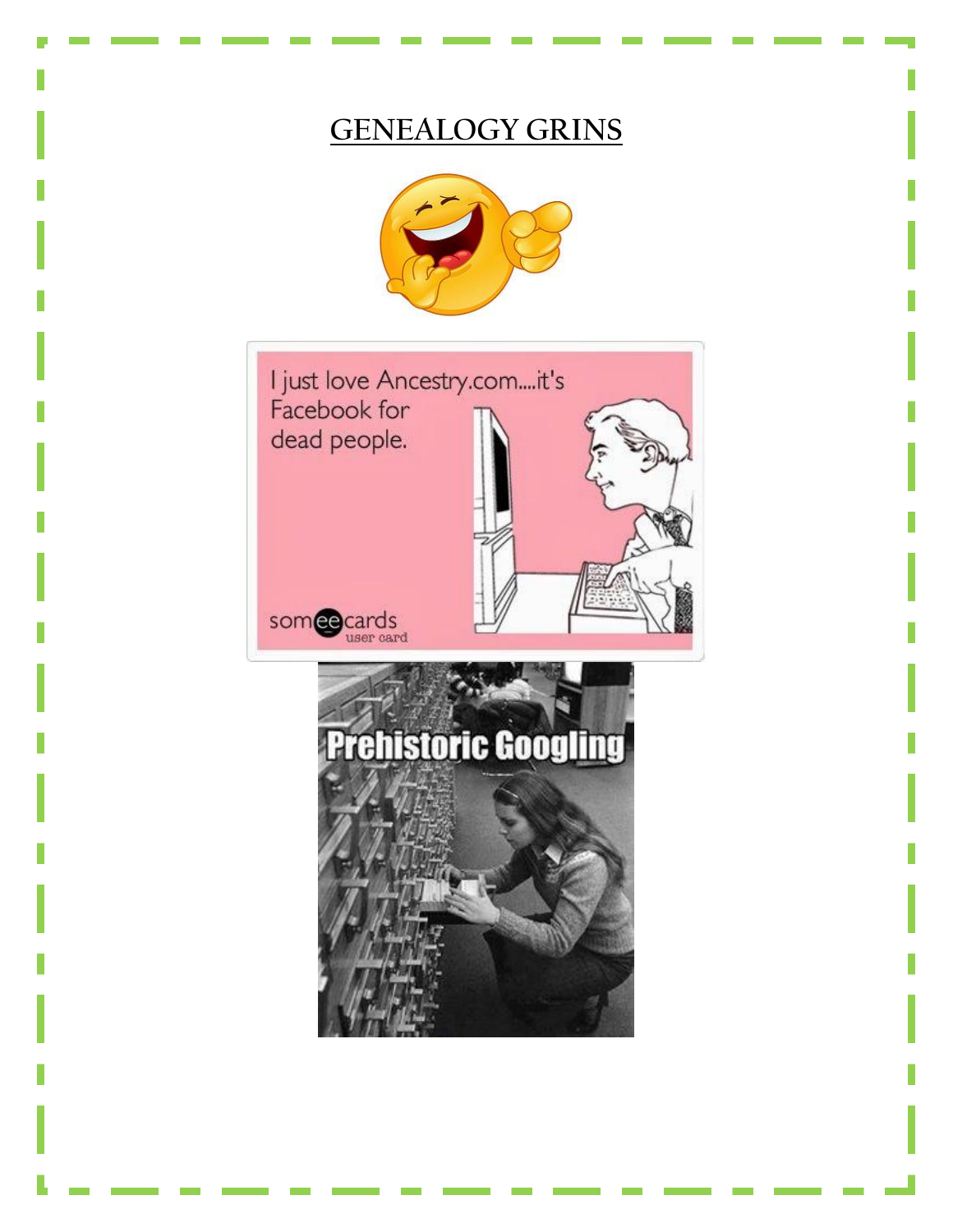# GENEALOGY GRINS

I just love Ancestry.com....it's Facebook for dead people.

someecards user card

Prehistoric Googling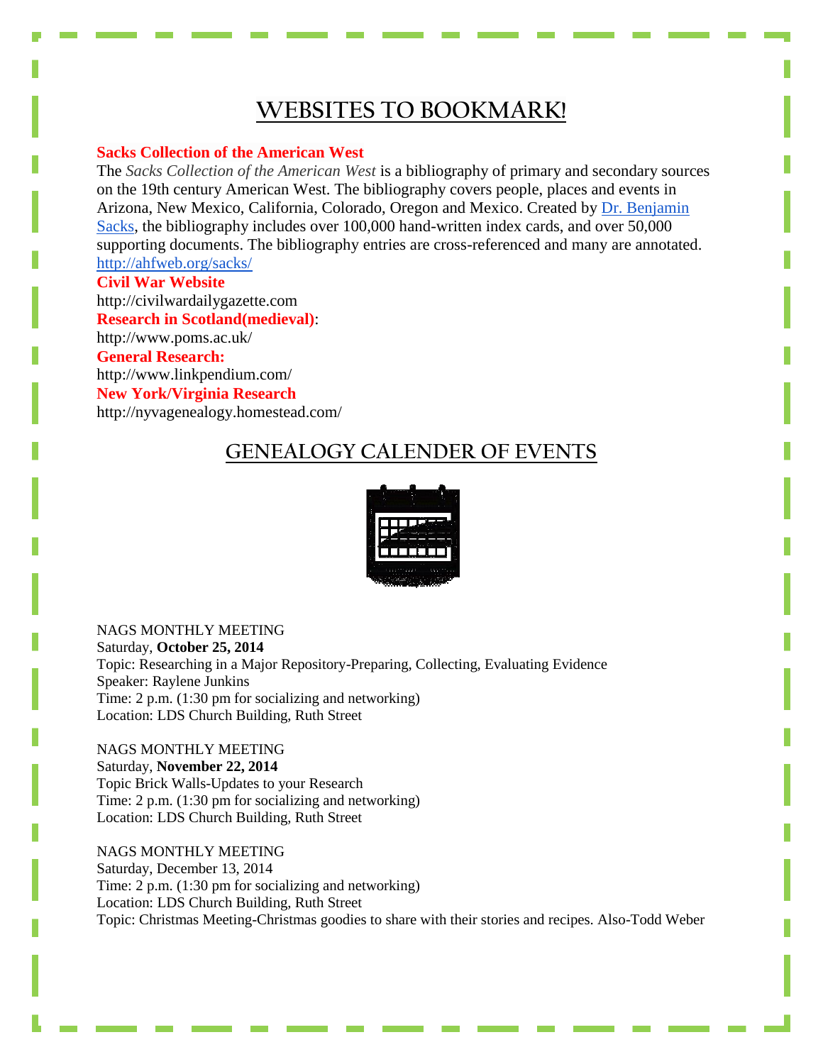# WEBSITES TO BOOKMARK!

**Sacks Collection of the American West**

The *Sacks Collection of the American West* is a bibliography of primary and secondary sources on the 19th century American West. The bibliography covers people, places and events in Arizona, New Mexico, California, Colorado, Oregon and Mexico. Created by Dr. Benjamin Sacks, the bibliography includes over 100,000 hand-written index cards, and over 50,000 supporting documents. The bibliography entries are cross-referenced and many are annotated.
http://ahfweb.org/sacks/

**Civil War Website**

http://civilwardailygazette.com

**Research in Scotland(medieval)**:

http://www.poms.ac.uk/

**General Research:**

http://www.linkpendium.com/

**New York/Virginia Research**

http://nyvagenealogy.homestead.com/

## GENEALOGY CALENDER OF EVENTS

NAGS MONTHLY MEETING
Saturday, **October 25, 2014**
Topic: Researching in a Major Repository-Preparing, Collecting, Evaluating Evidence
Speaker: Raylene Junkins
Time: 2 p.m. (1:30 pm for socializing and networking)
Location: LDS Church Building, Ruth Street

NAGS MONTHLY MEETING
Saturday, **November 22, 2014**
Topic Brick Walls-Updates to your Research
Time: 2 p.m. (1:30 pm for socializing and networking)
Location: LDS Church Building, Ruth Street

NAGS MONTHLY MEETING
Saturday, December 13, 2014
Time: 2 p.m. (1:30 pm for socializing and networking)
Location: LDS Church Building, Ruth Street
Topic: Christmas Meeting-Christmas goodies to share with their stories and recipes. Also-Todd Weber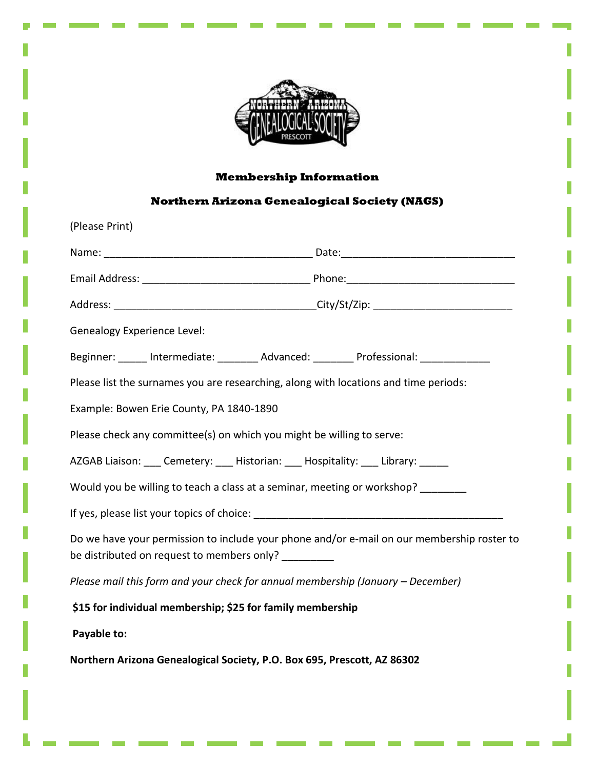**Membership Information**

**Northern Arizona Genealogical Society (NAGS)**

(Please Print)

Name: ____________________________________ Date:______________________________

Email Address: _____________________________ Phone:______________________________

Address: ___________________________________City/St/Zip: ________________________

Genealogy Experience Level:

Beginner: _____ Intermediate: _______ Advanced: _______ Professional: ____________

Please list the surnames you are researching, along with locations and time periods:

Example: Bowen Erie County, PA 1840-1890

Please check any committee(s) on which you might be willing to serve:

AZGAB Liaison: ___ Cemetery: ___ Historian: ___ Hospitality: ___ Library: _____

Would you be willing to teach a class at a seminar, meeting or workshop? ________

If yes, please list your topics of choice: ____________________________________________

Do we have your permission to include your phone and/or e-mail on our membership roster to be distributed on request to members only? _________

*Please mail this form and your check for annual membership (January – December)*

**$15 for individual membership; $25 for family membership**

**Payable to:**

**Northern Arizona Genealogical Society, P.O. Box 695, Prescott, AZ 86302**